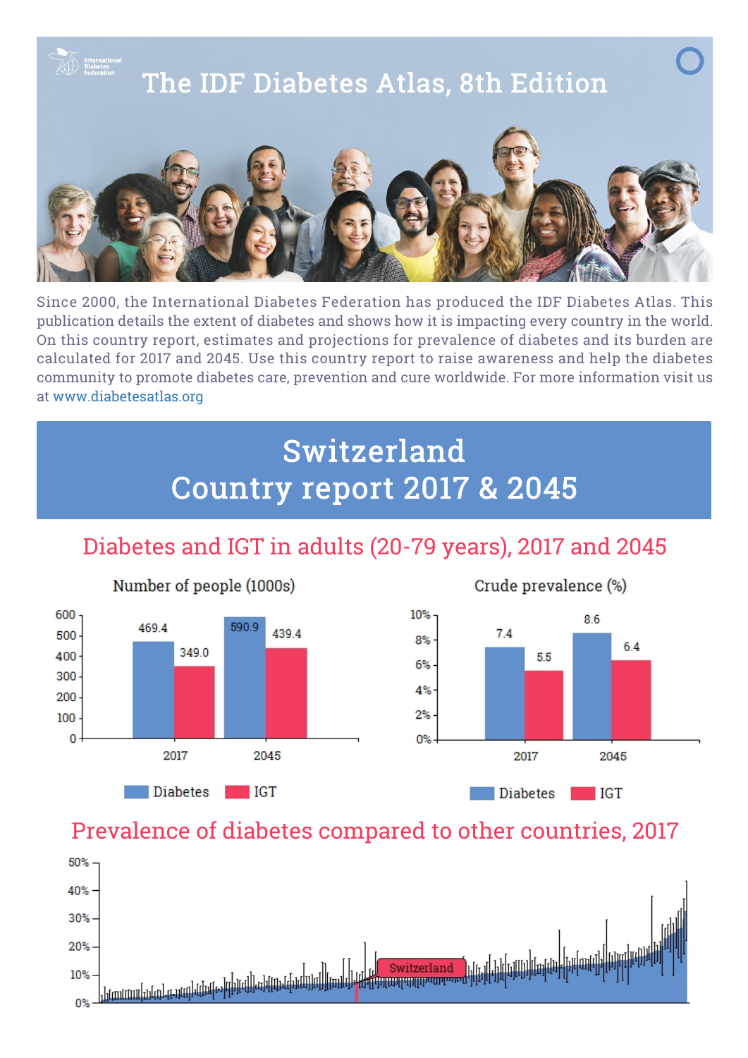# The IDF Diabetes Atlas, 8th Edition

Since 2000, the International Diabetes Federation has produced the IDF Diabetes Atlas. This publication details the extent of diabetes and shows how it is impacting every country in the world. On this country report, estimates and projections for prevalence of diabetes and its burden are calculated for 2017 and 2045. Use this country report to raise awareness and help the diabetes community to promote diabetes care, prevention and cure worldwide. For more information visit us at www.diabetesatlas.org

# Switzerland
# Country report 2017 & 2045

## Diabetes and IGT in adults (20-79 years), 2017 and 2045

### Number of people (1000s)

| Year | Diabetes | IGT |
| --- | --- | --- |
| 2017 | 469.4 | 349.0 |
| 2045 | 590.9 | 439.4 |

### Crude prevalence (%)

| Year | Diabetes | IGT |
| --- | --- | --- |
| 2017 | 7.4 | 5.5 |
| 2045 | 8.6 | 6.4 |

## Prevalence of diabetes compared to other countries, 2017

Switzerland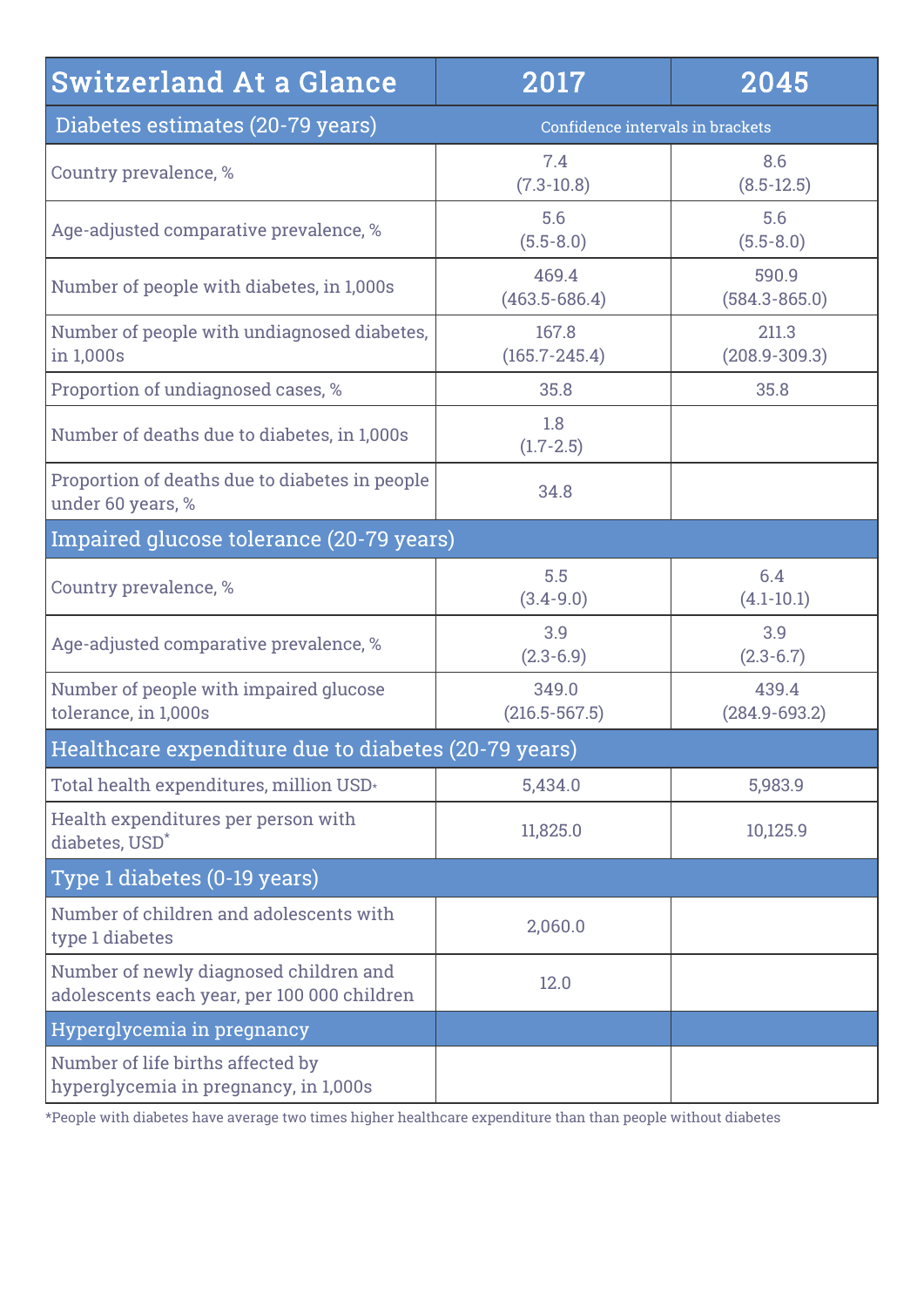| Switzerland At a Glance | 2017 | 2045 |
|---|---|---|
| **Diabetes estimates (20-79 years)** | Confidence intervals in brackets | |
| Country prevalence, % | 7.4 (7.3-10.8) | 8.6 (8.5-12.5) |
| Age-adjusted comparative prevalence, % | 5.6 (5.5-8.0) | 5.6 (5.5-8.0) |
| Number of people with diabetes, in 1,000s | 469.4 (463.5-686.4) | 590.9 (584.3-865.0) |
| Number of people with undiagnosed diabetes, in 1,000s | 167.8 (165.7-245.4) | 211.3 (208.9-309.3) |
| Proportion of undiagnosed cases, % | 35.8 | 35.8 |
| Number of deaths due to diabetes, in 1,000s | 1.8 (1.7-2.5) | |
| Proportion of deaths due to diabetes in people under 60 years, % | 34.8 | |
| **Impaired glucose tolerance (20-79 years)** | | |
| Country prevalence, % | 5.5 (3.4-9.0) | 6.4 (4.1-10.1) |
| Age-adjusted comparative prevalence, % | 3.9 (2.3-6.9) | 3.9 (2.3-6.7) |
| Number of people with impaired glucose tolerance, in 1,000s | 349.0 (216.5-567.5) | 439.4 (284.9-693.2) |
| **Healthcare expenditure due to diabetes (20-79 years)** | | |
| Total health expenditures, million USD* | 5,434.0 | 5,983.9 |
| Health expenditures per person with diabetes, USD* | 11,825.0 | 10,125.9 |
| **Type 1 diabetes (0-19 years)** | | |
| Number of children and adolescents with type 1 diabetes | 2,060.0 | |
| Number of newly diagnosed children and adolescents each year, per 100 000 children | 12.0 | |
| **Hyperglycemia in pregnancy** | | |
| Number of life births affected by hyperglycemia in pregnancy, in 1,000s | | |

*People with diabetes have average two times higher healthcare expenditure than than people without diabetes